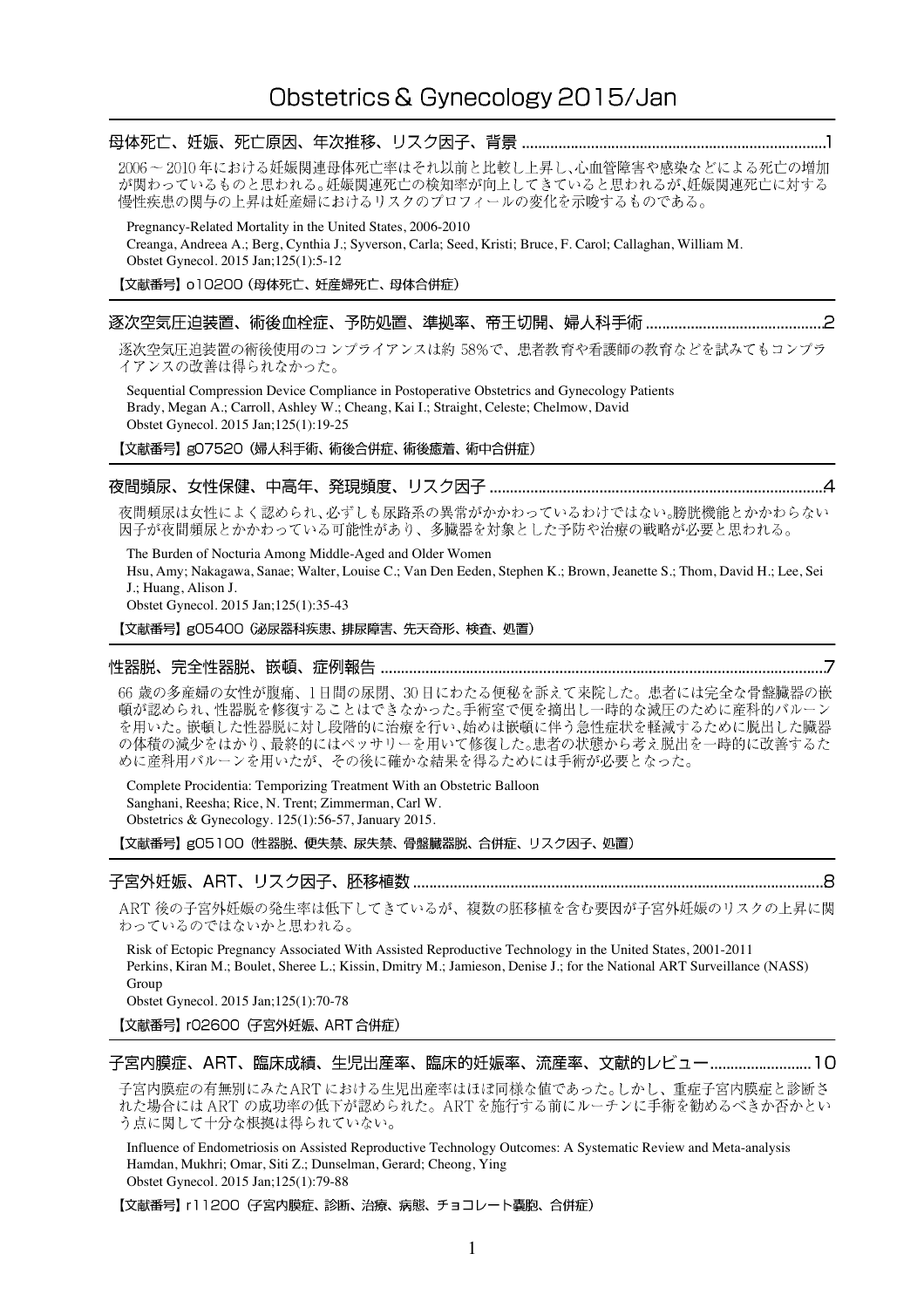# Obstetrics & Gynecology 2015/Jan

## 母体死亡、妊娠、死亡原因、年次推移、リスク因子、背景 ........................................................................1

2006～2010年における妊娠関連母体死亡率はそれ以前と比較し上昇し、心血管障害や感染などによる死亡の増加が関わっているものと思われる。妊娠関連死亡の検知率が向上してきていると思われるが、妊娠関連死亡に対する慢性疾患の関与の上昇は妊産婦におけるリスクのプロフィールの変化を示唆するものである。

Pregnancy-Related Mortality in the United States, 2006-2010
Creanga, Andreea A.; Berg, Cynthia J.; Syverson, Carla; Seed, Kristi; Bruce, F. Carol; Callaghan, William M.
Obstet Gynecol. 2015 Jan;125(1):5-12

【文献番号】o10200（母体死亡、妊産婦死亡、母体合併症）

## 逐次空気圧迫装置、術後血栓症、予防処置、準拠率、帝王切開、婦人科手術 ..........................................2

逐次空気圧迫装置の術後使用のコンプライアンスは約58%で、患者教育や看護師の教育などを試みてもコンプライアンスの改善は得られなかった。

Sequential Compression Device Compliance in Postoperative Obstetrics and Gynecology Patients
Brady, Megan A.; Carroll, Ashley W.; Cheang, Kai I.; Straight, Celeste; Chelmow, David
Obstet Gynecol. 2015 Jan;125(1):19-25

【文献番号】g07520（婦人科手術、術後合併症、術後癒着、術中合併症）

## 夜間頻尿、女性保健、中高年、発現頻度、リスク因子 ................................................................................4

夜間頻尿は女性によく認められ、必ずしも尿路系の異常がかかわっているわけではない。膀胱機能とかかわらない因子が夜間頻尿とかかわっている可能性があり、多臓器を対象とした予防や治療の戦略が必要と思われる。

The Burden of Nocturia Among Middle-Aged and Older Women
Hsu, Amy; Nakagawa, Sanae; Walter, Louise C.; Van Den Eeden, Stephen K.; Brown, Jeanette S.; Thom, David H.; Lee, Sei J.; Huang, Alison J.
Obstet Gynecol. 2015 Jan;125(1):35-43

【文献番号】g05400（泌尿器科疾患、排尿障害、先天奇形、検査、処置）

## 性器脱、完全性器脱、嵌頓、症例報告 ..........................................................................................................7

66歳の多産婦の女性が腹痛、1日間の尿閉、30日にわたる便秘を訴えて来院した。患者には完全な骨盤臓器の嵌頓が認められ、性器脱を修復することはできなかった。手術室で便を摘出し一時的な減圧のために産科的バルーンを用いた。嵌頓した性器脱に対し段階的に治療を行い、始めは嵌頓に伴う急性症状を軽減するために脱出した臓器の体積の減少をはかり、最終的にはペッサリーを用いて修復した。患者の状態から考え脱出を一時的に改善するために産科用バルーンを用いたが、その後に確かな結果を得るためには手術が必要となった。

Complete Procidentia: Temporizing Treatment With an Obstetric Balloon
Sanghani, Reesha; Rice, N. Trent; Zimmerman, Carl W.
Obstetrics & Gynecology. 125(1):56-57, January 2015.

【文献番号】g05100（性器脱、便失禁、尿失禁、骨盤臓器脱、合併症、リスク因子、処置）

## 子宮外妊娠、ART、リスク因子、胚移植数 ...................................................................................................8

ART後の子宮外妊娠の発生率は低下してきているが、複数の胚移植を含む要因が子宮外妊娠のリスクの上昇に関わっているのではないかと思われる。

Risk of Ectopic Pregnancy Associated With Assisted Reproductive Technology in the United States, 2001-2011
Perkins, Kiran M.; Boulet, Sheree L.; Kissin, Dmitry M.; Jamieson, Denise J.; for the National ART Surveillance (NASS) Group
Obstet Gynecol. 2015 Jan;125(1):70-78

【文献番号】r02600（子宮外妊娠、ART合併症）

## 子宮内膜症、ART、臨床成績、生児出産率、臨床的妊娠率、流産率、文献的レビュー.........................10

子宮内膜症の有無別にみたARTにおける生児出産率はほぼ同様な値であった。しかし、重症子宮内膜症と診断された場合にはARTの成功率の低下が認められた。ARTを施行する前にルーチンに手術を勧めるべきか否かという点に関して十分な根拠は得られていない。

Influence of Endometriosis on Assisted Reproductive Technology Outcomes: A Systematic Review and Meta-analysis
Hamdan, Mukhri; Omar, Siti Z.; Dunselman, Gerard; Cheong, Ying
Obstet Gynecol. 2015 Jan;125(1):79-88

【文献番号】r11200（子宮内膜症、診断、治療、病態、チョコレート嚢胞、合併症）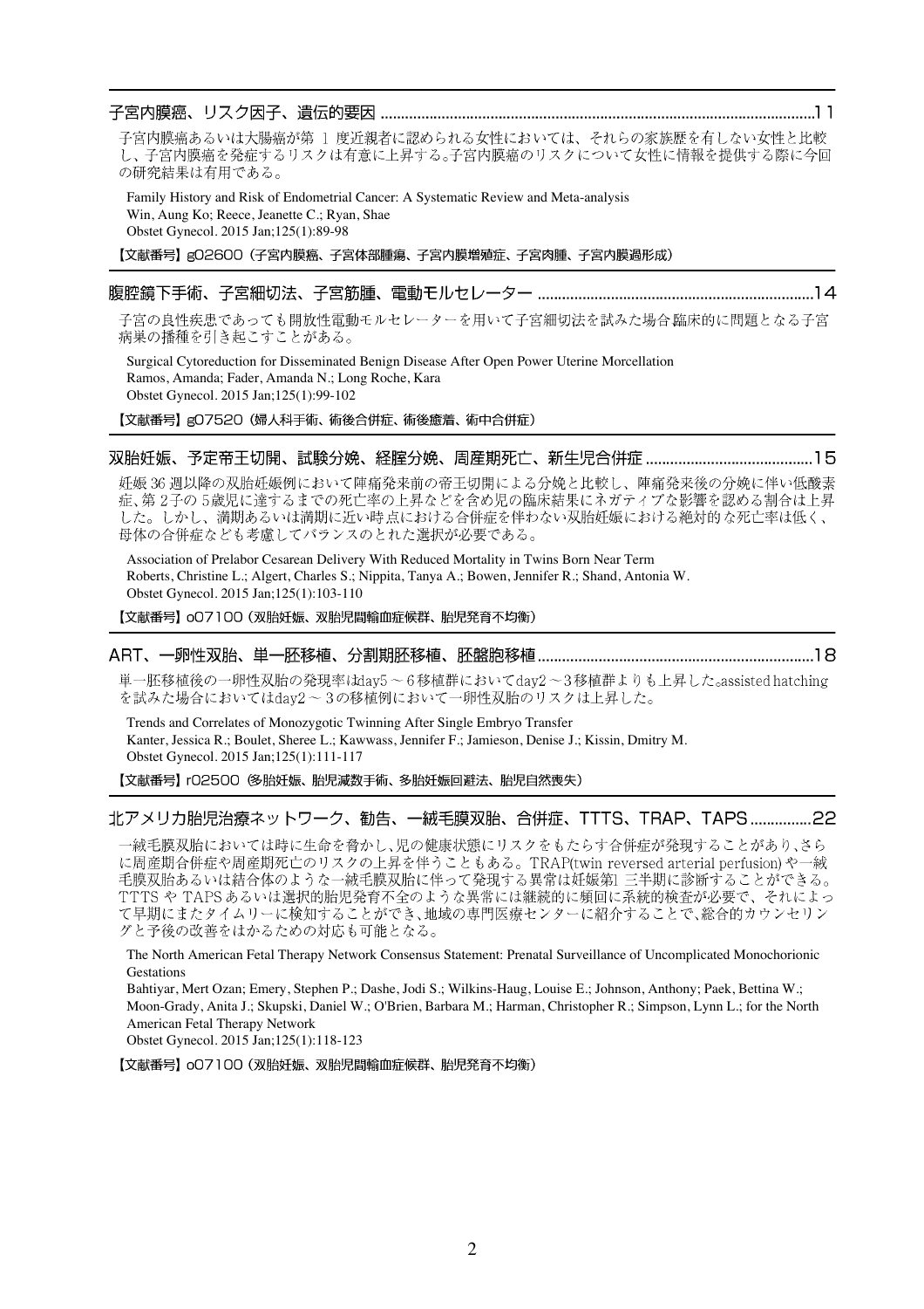## 子宮内膜癌、リスク因子、遺伝的要因 ......................................................................................................11

子宮内膜癌あるいは大腸癌が第 1 度近親者に認められる女性においては、それらの家族歴を有しない女性と比較し、子宮内膜癌を発症するリスクは有意に上昇する。子宮内膜癌のリスクについて女性に情報を提供する際に今回の研究結果は有用である。

Family History and Risk of Endometrial Cancer: A Systematic Review and Meta-analysis
Win, Aung Ko; Reece, Jeanette C.; Ryan, Shae
Obstet Gynecol. 2015 Jan;125(1):89-98

【文献番号】g02600（子宮内膜癌、子宮体部腫瘍、子宮内膜増殖症、子宮肉腫、子宮内膜過形成）

## 腹腔鏡下手術、子宮細切法、子宮筋腫、電動モルセレーター ...................................................................14

子宮の良性疾患であっても開放性電動モルセレーターを用いて子宮細切法を試みた場合臨床的に問題となる子宮病巣の播種を引き起こすことがある。

Surgical Cytoreduction for Disseminated Benign Disease After Open Power Uterine Morcellation
Ramos, Amanda; Fader, Amanda N.; Long Roche, Kara
Obstet Gynecol. 2015 Jan;125(1):99-102

【文献番号】g07520（婦人科手術、術後合併症、術後癒着、術中合併症）

## 双胎妊娠、予定帝王切開、試験分娩、経腟分娩、周産期死亡、新生児合併症 .........................................15

妊娠 36 週以降の双胎妊娠例において陣痛発来前の帝王切開による分娩と比較し、陣痛発来後の分娩に伴い低酸素症、第 2 子の 5 歳児に達するまでの死亡率の上昇などを含め児の臨床結果にネガティブな影響を認める割合は上昇した。しかし、満期あるいは満期に近い時点における合併症を伴わない双胎妊娠における絶対的な死亡率は低く、母体の合併症なども考慮してバランスのとれた選択が必要である。

Association of Prelabor Cesarean Delivery With Reduced Mortality in Twins Born Near Term
Roberts, Christine L.; Algert, Charles S.; Nippita, Tanya A.; Bowen, Jennifer R.; Shand, Antonia W.
Obstet Gynecol. 2015 Jan;125(1):103-110

【文献番号】o07100（双胎妊娠、双胎児間輸血症候群、胎児発育不均衡）

## ART、一卵性双胎、単一胚移植、分割期胚移植、胚盤胞移植 ..................................................................18

単一胚移植後の一卵性双胎の発現率はday5～6移植群においてday2～3移植群よりも上昇した。assisted hatchingを試みた場合においてはday2～3の移植例において一卵性双胎のリスクは上昇した。

Trends and Correlates of Monozygotic Twinning After Single Embryo Transfer
Kanter, Jessica R.; Boulet, Sheree L.; Kawwass, Jennifer F.; Jamieson, Denise J.; Kissin, Dmitry M.
Obstet Gynecol. 2015 Jan;125(1):111-117

【文献番号】r02500（多胎妊娠、胎児減数手術、多胎妊娠回避法、胎児自然喪失）

## 北アメリカ胎児治療ネットワーク、勧告、一絨毛膜双胎、合併症、TTTS、TRAP、TAPS ...............22

一絨毛膜双胎においては時に生命を脅かし､児の健康状態にリスクをもたらす合併症が発現することがあり､さらに周産期合併症や周産期死亡のリスクの上昇を伴うこともある。TRAP(twin reversed arterial perfusion)や一絨毛膜双胎あるいは結合体のような一絨毛膜双胎に伴って発現する異常は妊娠第1 三半期に診断することができる。TTTS や TAPS あるいは選択的胎児発育不全のような異常には継続的に頻回に系統的検査が必要で、それによって早期にまたタイムリーに検知することができ､地域の専門医療センターに紹介することで､総合的カウンセリングと予後の改善をはかるための対応も可能となる。

The North American Fetal Therapy Network Consensus Statement: Prenatal Surveillance of Uncomplicated Monochorionic Gestations
Bahtiyar, Mert Ozan; Emery, Stephen P.; Dashe, Jodi S.; Wilkins-Haug, Louise E.; Johnson, Anthony; Paek, Bettina W.; Moon-Grady, Anita J.; Skupski, Daniel W.; O'Brien, Barbara M.; Harman, Christopher R.; Simpson, Lynn L.; for the North American Fetal Therapy Network
Obstet Gynecol. 2015 Jan;125(1):118-123

【文献番号】o07100（双胎妊娠、双胎児間輸血症候群、胎児発育不均衡）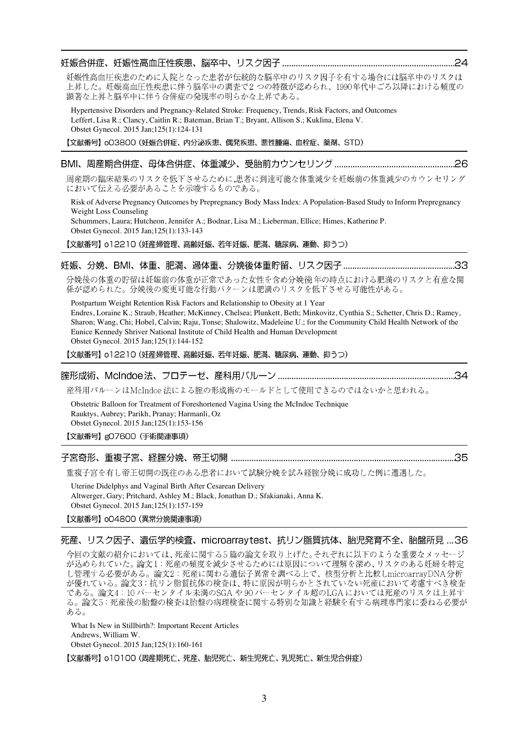## 妊娠合併症、妊娠性高血圧疾患、脳卒中、リスク因子 ........................................................................24

妊娠性高血圧疾患のために入院となった患者が伝統的な脳卒中のリスク因子を有する場合には脳卒中のリスクは上昇した。妊娠高血圧性疾患に伴う脳卒中の調査で2 つの特徴が認められ、1990年代中ごろ以降における頻度の顕著な上昇と脳卒中に伴う合併症の発現率の明らかな上昇である。

Hypertensive Disorders and Pregnancy-Related Stroke: Frequency, Trends, Risk Factors, and Outcomes
Leffert, Lisa R.; Clancy, Caitlin R.; Bateman, Brian T.; Bryant, Allison S.; Kuklina, Elena V.
Obstet Gynecol. 2015 Jan;125(1):124-131

【文献番号】o03800（妊娠合併症、内分泌疾患、偶発疾患、悪性腫瘍、血栓症、薬剤、STD）

## BMI、周産期合併症、母体合併症、体重減少、受胎前カウンセリング ..................................................26

周産期の臨床結果のリスクを低下させるために､患者に到達可能な体重減少を妊娠前の体重減少のカウンセリングにおいて伝える必要があることを示唆するものである。

Risk of Adverse Pregnancy Outcomes by Prepregnancy Body Mass Index: A Population-Based Study to Inform Prepregnancy Weight Loss Counseling
Schummers, Laura; Hutcheon, Jennifer A.; Bodnar, Lisa M.; Lieberman, Ellice; Himes, Katherine P.
Obstet Gynecol. 2015 Jan;125(1):133-143

【文献番号】o12210（妊産婦管理、高齢妊娠、若年妊娠、肥満、糖尿病、運動、抑うつ）

## 妊娠、分娩、BMI、体重、肥満、過体重、分娩後体重貯留、リスク因子 ...............................................33

分娩後の体重の貯留は妊娠前の体重が正常であった女性を含め分娩後 年の時点における肥満のリスクと有意な関係が認められた。分娩後の変更可能な行動パターンは肥満のリスクを低下させる可能性がある。

Postpartum Weight Retention Risk Factors and Relationship to Obesity at 1 Year
Endres, Loraine K.; Straub, Heather; McKinney, Chelsea; Plunkett, Beth; Minkovitz, Cynthia S.; Schetter, Chris D.; Ramey, Sharon; Wang, Chi; Hobel, Calvin; Raju, Tonse; Shalowitz, Madeleine U.; for the Community Child Health Network of the Eunice Kennedy Shriver National Institute of Child Health and Human Development
Obstet Gynecol. 2015 Jan;125(1):144-152

【文献番号】o12210（妊産婦管理、高齢妊娠、若年妊娠、肥満、糖尿病、運動、抑うつ）

## 腟形成術、McIndoe法、プロテーゼ、産科用バルーン ............................................................................34

産科用バルーンはMcIndoe 法による腟の形成術のモールドとして使用できるのではないかと思われる。

Obstetric Balloon for Treatment of Foreshortened Vagina Using the McIndoe Technique
Rauktys, Aubrey; Parikh, Pranay; Harmanli, Oz
Obstet Gynecol. 2015 Jan;125(1):153-156

【文献番号】g07600（手術関連事項）

## 子宮奇形、重複子宮、経腟分娩、帝王切開 ................................................................................................35

重複子宮を有し帝王切開の既往のある患者において試験分娩を試み経腟分娩に成功した例に遭遇した。

Uterine Didelphys and Vaginal Birth After Cesarean Delivery
Altwerger, Gary; Pritchard, Ashley M.; Black, Jonathan D.; Sfakianaki, Anna K.
Obstet Gynecol. 2015 Jan;125(1):157-159

【文献番号】o04800（異常分娩関連事項）

## 死産、リスク因子、遺伝学的検査、microarraytest、抗リン脂質抗体、胎児発育不全、胎盤所見 ...36

今回の文献の紹介においては、死産に関する5 篇の論文を取り上げた。それぞれに以下のような重要なメッセージが込められていた。論文1：死産の頻度を減少させるためには原因について理解を深め、リスクのある妊婦を特定し管理する必要がある。論文2：死産に関わる遺伝子異常を調べる上で、核型分析と比較しmicroarrayDNA分析が優れている。論文3：抗リン脂質抗体の検査は、特に原因が明らかとされていない死産において考慮すべき検査である。論文4：10 パーセンタイル未満のSGA や90 パーセンタイル超のLGA においては死産のリスクは上昇する。論文5：死産後の胎盤の検査は胎盤の病理検査に関する特別な知識と経験を有する病理専門家に委ねる必要がある。

What Is New in Stillbirth?: Important Recent Articles
Andrews, William W.
Obstet Gynecol. 2015 Jan;125(1):160-161

【文献番号】o10100（周産期死亡、死産、胎児死亡、新生児死亡、乳児死亡、新生児合併症）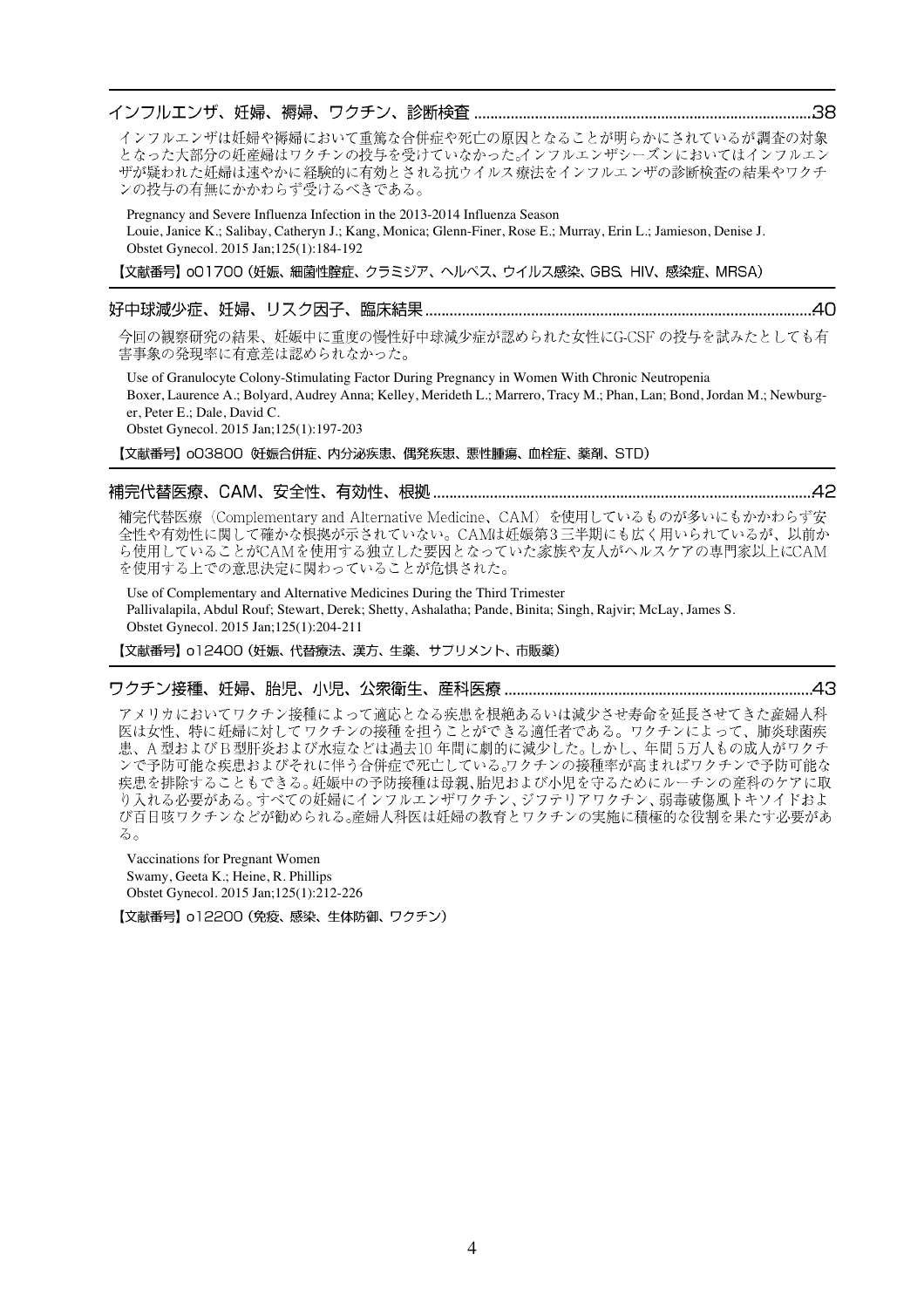## インフルエンザ、妊婦、褥婦、ワクチン、診断検査 ..................38

インフルエンザは妊婦や褥婦において重篤な合併症や死亡の原因となることが明らかにされているが調査の対象となった大部分の妊産婦はワクチンの投与を受けていなかった。インフルエンザシーズンにおいてはインフルエンザが疑われた妊婦は速やかに経験的に有効とされる抗ウイルス療法をインフルエンザの診断検査の結果やワクチンの投与の有無にかかわらず受けるべきである。

Pregnancy and Severe Influenza Infection in the 2013-2014 Influenza Season
Louie, Janice K.; Salibay, Catheryn J.; Kang, Monica; Glenn-Finer, Rose E.; Murray, Erin L.; Jamieson, Denise J.
Obstet Gynecol. 2015 Jan;125(1):184-192

【文献番号】o01700（妊娠、細菌性腟症、クラミジア、ヘルペス、ウイルス感染、GBS、HIV、感染症、MRSA）

## 好中球減少症、妊婦、リスク因子、臨床結果 ..................40

今回の観察研究の結果、妊娠中に重度の慢性好中球減少症が認められた女性にG-CSF の投与を試みたとしても有害事象の発現率に有意差は認められなかった。

Use of Granulocyte Colony-Stimulating Factor During Pregnancy in Women With Chronic Neutropenia
Boxer, Laurence A.; Bolyard, Audrey Anna; Kelley, Merideth L.; Marrero, Tracy M.; Phan, Lan; Bond, Jordan M.; Newburger, Peter E.; Dale, David C.
Obstet Gynecol. 2015 Jan;125(1):197-203

【文献番号】o03800（妊娠合併症、内分泌疾患、偶発疾患、悪性腫瘍、血栓症、薬剤、STD）

## 補完代替医療、CAM、安全性、有効性、根拠 ..................42

補完代替医療（Complementary and Alternative Medicine、CAM）を使用しているものが多いにもかかわらず安全性や有効性に関して確かな根拠が示されていない。CAMは妊娠第3三半期にも広く用いられているが、以前から使用していることがCAMを使用する独立した要因となっていた家族や友人がヘルスケアの専門家以上にCAMを使用する上での意思決定に関わっていることが危惧された。

Use of Complementary and Alternative Medicines During the Third Trimester
Pallivalapila, Abdul Rouf; Stewart, Derek; Shetty, Ashalatha; Pande, Binita; Singh, Rajvir; McLay, James S.
Obstet Gynecol. 2015 Jan;125(1):204-211

【文献番号】o12400（妊娠、代替療法、漢方、生薬、サプリメント、市販薬）

## ワクチン接種、妊婦、胎児、小児、公衆衛生、産科医療 ..................43

アメリカにおいてワクチン接種によって適応となる疾患を根絶あるいは減少させ寿命を延長させてきた産婦人科医は女性、特に妊婦に対してワクチンの接種を担うことができる適任者である。ワクチンによって、肺炎球菌疾患、A型およびB型肝炎および水痘などは過去10年間に劇的に減少した。しかし、年間5万人もの成人がワクチンで予防可能な疾患およびそれに伴う合併症で死亡している。ワクチンの接種率が高まればワクチンで予防可能な疾患を排除することもできる。妊娠中の予防接種は母親、胎児および小児を守るためにルーチンの産科のケアに取り入れる必要がある。すべての妊婦にインフルエンザワクチン、ジフテリアワクチン、弱毒破傷風トキソイドおよび百日咳ワクチンなどが勧められる。産婦人科医は妊婦の教育とワクチンの実施に積極的な役割を果たす必要がある。

Vaccinations for Pregnant Women
Swamy, Geeta K.; Heine, R. Phillips
Obstet Gynecol. 2015 Jan;125(1):212-226

【文献番号】o12200（免疫、感染、生体防御、ワクチン）